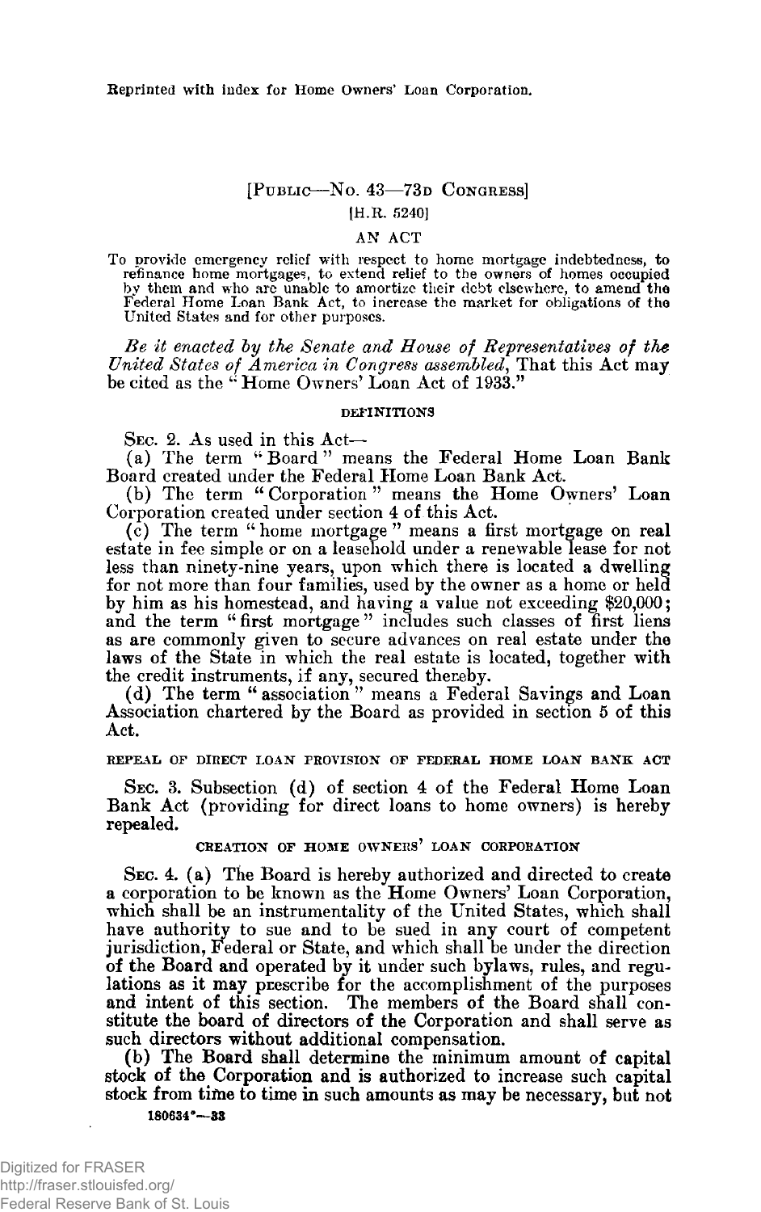Reprinted with index for Home Owners' Loan Corporation.

[PUBLIC—No. 43—73D CONGRESS]

[H.R. 5240]

AN ACT

To provide emergency relief with respect to home mortgage indebtedness, to refinance home mortgages, to extend relief to the owners of homes occupied by them and who are unable to amortize their debt elsewhere, to amend the Federal Home Loan Bank Act, to increase the market for obligations of the United States and for other purposes.

*Be it enacted by the Senate and House of Representatives of the United States of America in Congress assembled,* That this Act may be cited as the "Home Owners' Loan Act of 1933."

DEFINITIONS

SEC. 2. As used in this Act—

(a) The term "Board" means the Federal Home Loan Bank Board created under the Federal Home Loan Bank Act.

(b) The term "Corporation" means the Home Owners' Loan Corporation created under section 4 of this Act.

(c) The term "home mortgage" means a first mortgage on real estate in fee simple or on a leasehold under a renewable lease for not less than ninety-nine years, upon which there is located a dwelling for not more than four families, used by the owner as a home or held by him as his homestead, and having a value not exceeding $20,000; and the term "first mortgage" includes such classes of first liens as are commonly given to secure advances on real estate under the laws of the State in which the real estate is located, together with the credit instruments, if any, secured thereby.

(d) The term "association" means a Federal Savings and Loan Association chartered by the Board as provided in section 5 of this Act.

REPEAL OF DIRECT LOAN PROVISION OF FEDERAL HOME LOAN BANK ACT

SEC. 3. Subsection (d) of section 4 of the Federal Home Loan Bank Act (providing for direct loans to home owners) is hereby repealed.

CREATION OF HOME OWNERS' LOAN CORPORATION

SEC. 4. (a) The Board is hereby authorized and directed to create a corporation to be known as the Home Owners' Loan Corporation, which shall be an instrumentality of the United States, which shall have authority to sue and to be sued in any court of competent jurisdiction, Federal or State, and which shall be under the direction of the Board and operated by it under such bylaws, rules, and regulations as it may prescribe for the accomplishment of the purposes and intent of this section. The members of the Board shall constitute the board of directors of the Corporation and shall serve as such directors without additional compensation.

(b) The Board shall determine the minimum amount of capital stock of the Corporation and is authorized to increase such capital stock from time to time in such amounts as may be necessary, but not

180634°—33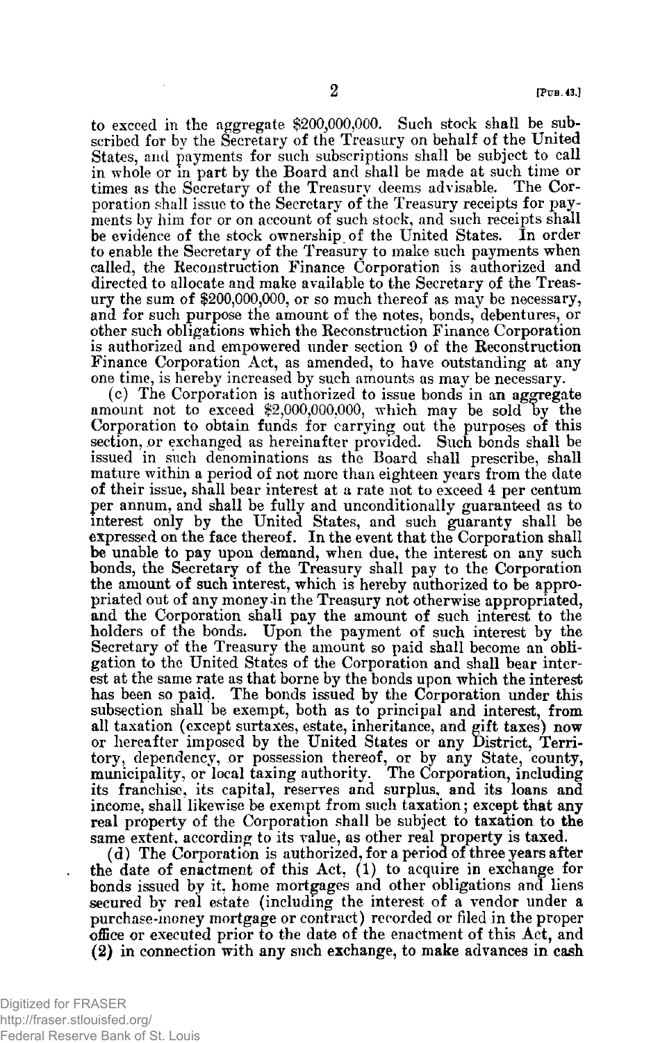to exceed in the aggregate $200,000,000. Such stock shall be subscribed for by the Secretary of the Treasury on behalf of the United States, and payments for such subscriptions shall be subject to call in whole or in part by the Board and shall be made at such time or times as the Secretary of the Treasury deems advisable. The Corporation shall issue to the Secretary of the Treasury receipts for payments by him for or on account of such stock, and such receipts shall be evidence of the stock ownership of the United States. In order to enable the Secretary of the Treasury to make such payments when called, the Reconstruction Finance Corporation is authorized and directed to allocate and make available to the Secretary of the Treasury the sum of $200,000,000, or so much thereof as may be necessary, and for such purpose the amount of the notes, bonds, debentures, or other such obligations which the Reconstruction Finance Corporation is authorized and empowered under section 9 of the Reconstruction Finance Corporation Act, as amended, to have outstanding at any one time, is hereby increased by such amounts as may be necessary.

(c) The Corporation is authorized to issue bonds in an aggregate amount not to exceed $2,000,000,000, which may be sold by the Corporation to obtain funds for carrying out the purposes of this section, or exchanged as hereinafter provided. Such bonds shall be issued in such denominations as the Board shall prescribe, shall mature within a period of not more than eighteen years from the date of their issue, shall bear interest at a rate not to exceed 4 per centum per annum, and shall be fully and unconditionally guaranteed as to interest only by the United States, and such guaranty shall be expressed on the face thereof. In the event that the Corporation shall be unable to pay upon demand, when due, the interest on any such bonds, the Secretary of the Treasury shall pay to the Corporation the amount of such interest, which is hereby authorized to be appropriated out of any money in the Treasury not otherwise appropriated, and the Corporation shall pay the amount of such interest to the holders of the bonds. Upon the payment of such interest by the Secretary of the Treasury the amount so paid shall become an obligation to the United States of the Corporation and shall bear interest at the same rate as that borne by the bonds upon which the interest has been so paid. The bonds issued by the Corporation under this subsection shall be exempt, both as to principal and interest, from all taxation (except surtaxes, estate, inheritance, and gift taxes) now or hereafter imposed by the United States or any District, Territory, dependency, or possession thereof, or by any State, county, municipality, or local taxing authority. The Corporation, including its franchise, its capital, reserves and surplus, and its loans and income, shall likewise be exempt from such taxation; except that any real property of the Corporation shall be subject to taxation to the same extent, according to its value, as other real property is taxed.

(d) The Corporation is authorized, for a period of three years after the date of enactment of this Act, (1) to acquire in exchange for bonds issued by it, home mortgages and other obligations and liens secured by real estate (including the interest of a vendor under a purchase-money mortgage or contract) recorded or filed in the proper office or executed prior to the date of the enactment of this Act, and (2) in connection with any such exchange, to make advances in cash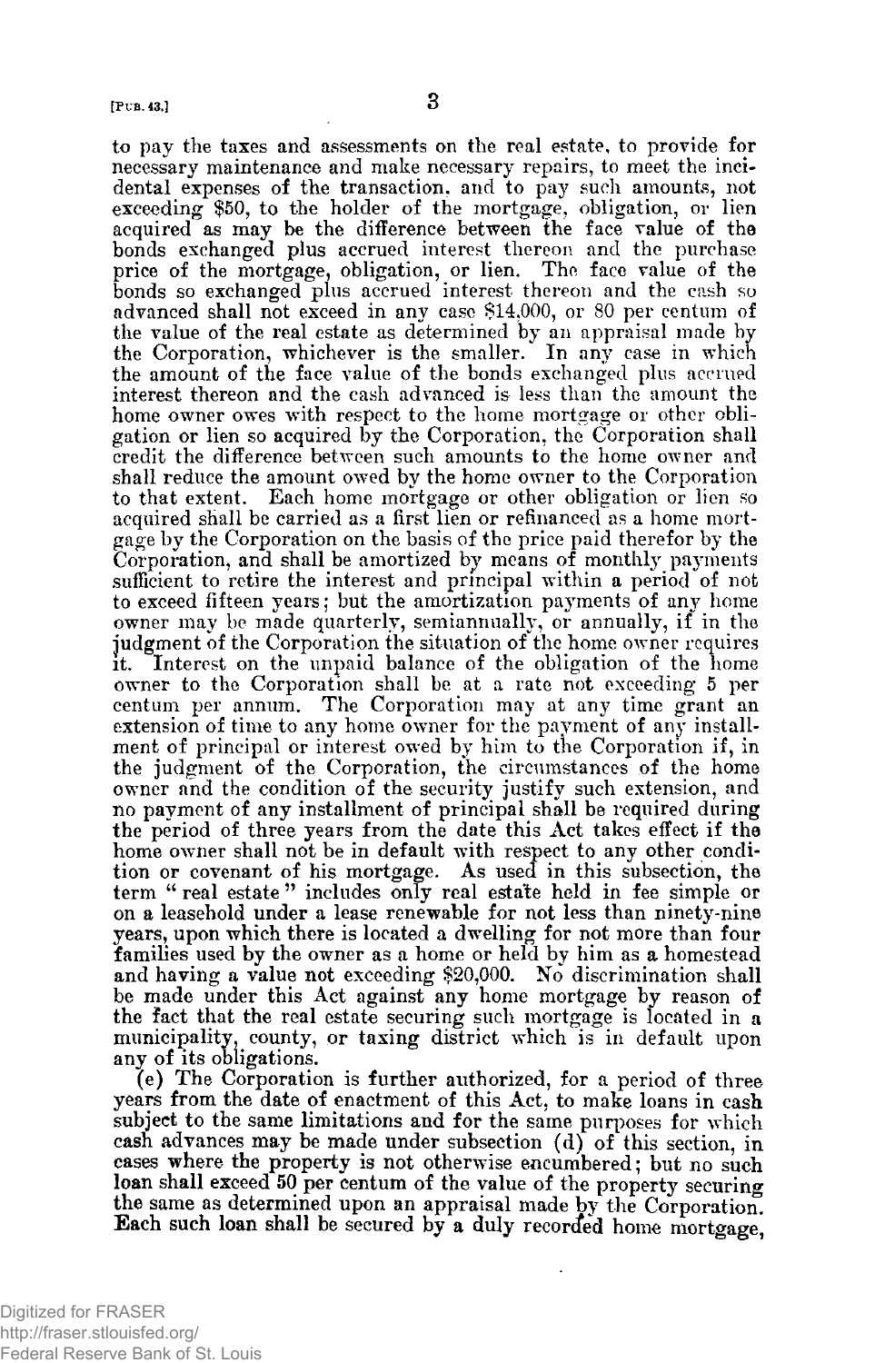to pay the taxes and assessments on the real estate, to provide for necessary maintenance and make necessary repairs, to meet the incidental expenses of the transaction, and to pay such amounts, not exceeding $50, to the holder of the mortgage, obligation, or lien acquired as may be the difference between the face value of the bonds exchanged plus accrued interest thereon and the purchase price of the mortgage, obligation, or lien. The face value of the bonds so exchanged plus accrued interest thereon and the cash so advanced shall not exceed in any case $14,000, or 80 per centum of the value of the real estate as determined by an appraisal made by the Corporation, whichever is the smaller. In any case in which the amount of the face value of the bonds exchanged plus accrued interest thereon and the cash advanced is less than the amount the home owner owes with respect to the home mortgage or other obligation or lien so acquired by the Corporation, the Corporation shall credit the difference between such amounts to the home owner and shall reduce the amount owed by the home owner to the Corporation to that extent. Each home mortgage or other obligation or lien so acquired shall be carried as a first lien or refinanced as a home mortgage by the Corporation on the basis of the price paid therefor by the Corporation, and shall be amortized by means of monthly payments sufficient to retire the interest and principal within a period of not to exceed fifteen years; but the amortization payments of any home owner may be made quarterly, semiannually, or annually, if in the judgment of the Corporation the situation of the home owner requires it. Interest on the unpaid balance of the obligation of the home owner to the Corporation shall be at a rate not exceeding 5 per centum per annum. The Corporation may at any time grant an extension of time to any home owner for the payment of any installment of principal or interest owed by him to the Corporation if, in the judgment of the Corporation, the circumstances of the home owner and the condition of the security justify such extension, and no payment of any installment of principal shall be required during the period of three years from the date this Act takes effect if the home owner shall not be in default with respect to any other condition or covenant of his mortgage. As used in this subsection, the term "real estate" includes only real estate held in fee simple or on a leasehold under a lease renewable for not less than ninety-nine years, upon which there is located a dwelling for not more than four families used by the owner as a home or held by him as a homestead and having a value not exceeding $20,000. No discrimination shall be made under this Act against any home mortgage by reason of the fact that the real estate securing such mortgage is located in a municipality, county, or taxing district which is in default upon any of its obligations.

(e) The Corporation is further authorized, for a period of three years from the date of enactment of this Act, to make loans in cash subject to the same limitations and for the same purposes for which cash advances may be made under subsection (d) of this section, in cases where the property is not otherwise encumbered; but no such loan shall exceed 50 per centum of the value of the property securing the same as determined upon an appraisal made by the Corporation. Each such loan shall be secured by a duly recorded home mortgage,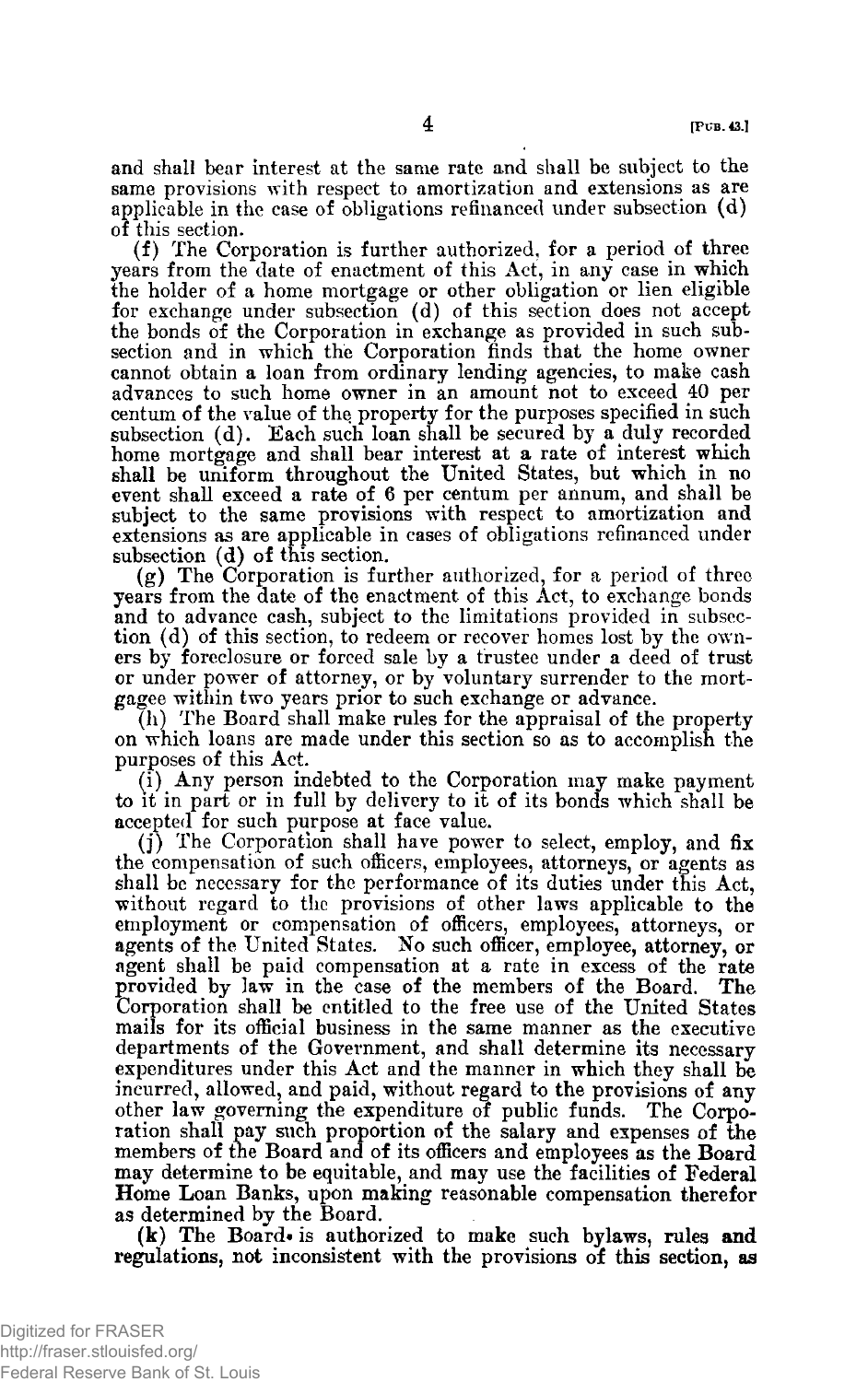and shall bear interest at the same rate and shall be subject to the same provisions with respect to amortization and extensions as are applicable in the case of obligations refinanced under subsection (d) of this section.

(f) The Corporation is further authorized, for a period of three years from the date of enactment of this Act, in any case in which the holder of a home mortgage or other obligation or lien eligible for exchange under subsection (d) of this section does not accept the bonds of the Corporation in exchange as provided in such subsection and in which the Corporation finds that the home owner cannot obtain a loan from ordinary lending agencies, to make cash advances to such home owner in an amount not to exceed 40 per centum of the value of the property for the purposes specified in such subsection (d). Each such loan shall be secured by a duly recorded home mortgage and shall bear interest at a rate of interest which shall be uniform throughout the United States, but which in no event shall exceed a rate of 6 per centum per annum, and shall be subject to the same provisions with respect to amortization and extensions as are applicable in cases of obligations refinanced under subsection (d) of this section.

(g) The Corporation is further authorized, for a period of three years from the date of the enactment of this Act, to exchange bonds and to advance cash, subject to the limitations provided in subsection (d) of this section, to redeem or recover homes lost by the owners by foreclosure or forced sale by a trustee under a deed of trust or under power of attorney, or by voluntary surrender to the mortgagee within two years prior to such exchange or advance.

(h) The Board shall make rules for the appraisal of the property on which loans are made under this section so as to accomplish the purposes of this Act.

(i) Any person indebted to the Corporation may make payment to it in part or in full by delivery to it of its bonds which shall be accepted for such purpose at face value.

(j) The Corporation shall have power to select, employ, and fix the compensation of such officers, employees, attorneys, or agents as shall be necessary for the performance of its duties under this Act, without regard to the provisions of other laws applicable to the employment or compensation of officers, employees, attorneys, or agents of the United States. No such officer, employee, attorney, or agent shall be paid compensation at a rate in excess of the rate provided by law in the case of the members of the Board. The Corporation shall be entitled to the free use of the United States mails for its official business in the same manner as the executive departments of the Government, and shall determine its necessary expenditures under this Act and the manner in which they shall be incurred, allowed, and paid, without regard to the provisions of any other law governing the expenditure of public funds. The Corporation shall pay such proportion of the salary and expenses of the members of the Board and of its officers and employees as the Board may determine to be equitable, and may use the facilities of Federal Home Loan Banks, upon making reasonable compensation therefor as determined by the Board.

(k) The Board is authorized to make such bylaws, rules and regulations, not inconsistent with the provisions of this section, as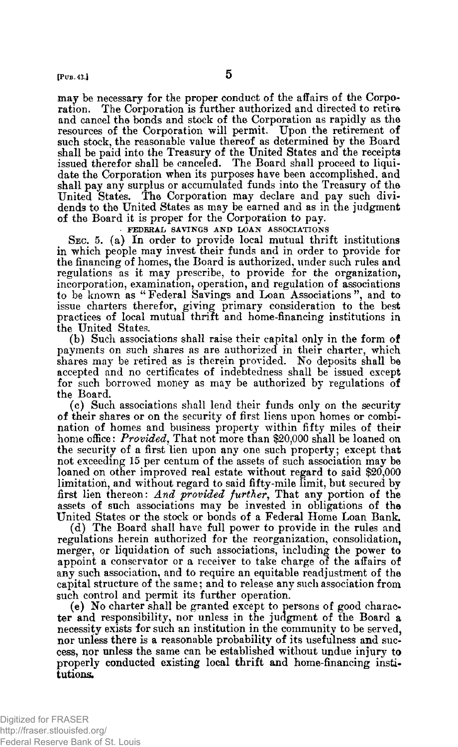may be necessary for the proper conduct of the affairs of the Corporation. The Corporation is further authorized and directed to retire and cancel the bonds and stock of the Corporation as rapidly as the resources of the Corporation will permit. Upon the retirement of such stock, the reasonable value thereof as determined by the Board shall be paid into the Treasury of the United States and the receipts issued therefor shall be canceled. The Board shall proceed to liquidate the Corporation when its purposes have been accomplished, and shall pay any surplus or accumulated funds into the Treasury of the United States. The Corporation may declare and pay such dividends to the United States as may be earned and as in the judgment of the Board it is proper for the Corporation to pay.

## FEDERAL SAVINGS AND LOAN ASSOCIATIONS

SEC. 5. (a) In order to provide local mutual thrift institutions in which people may invest their funds and in order to provide for the financing of homes, the Board is authorized, under such rules and regulations as it may prescribe, to provide for the organization, incorporation, examination, operation, and regulation of associations to be known as "Federal Savings and Loan Associations", and to issue charters therefor, giving primary consideration to the best practices of local mutual thrift and home-financing institutions in the United States.

(b) Such associations shall raise their capital only in the form of payments on such shares as are authorized in their charter, which shares may be retired as is therein provided. No deposits shall be accepted and no certificates of indebtedness shall be issued except for such borrowed money as may be authorized by regulations of the Board.

(c) Such associations shall lend their funds only on the security of their shares or on the security of first liens upon homes or combination of homes and business property within fifty miles of their home office: *Provided*, That not more than $20,000 shall be loaned on the security of a first lien upon any one such property; except that not exceeding 15 per centum of the assets of such association may be loaned on other improved real estate without regard to said $20,000 limitation, and without regard to said fifty-mile limit, but secured by first lien thereon: *And provided further*, That any portion of the assets of such associations may be invested in obligations of the United States or the stock or bonds of a Federal Home Loan Bank.

(d) The Board shall have full power to provide in the rules and regulations herein authorized for the reorganization, consolidation, merger, or liquidation of such associations, including the power to appoint a conservator or a receiver to take charge of the affairs of any such association, and to require an equitable readjustment of the capital structure of the same; and to release any such association from such control and permit its further operation.

(e) No charter shall be granted except to persons of good character and responsibility, nor unless in the judgment of the Board a necessity exists for such an institution in the community to be served, nor unless there is a reasonable probability of its usefulness and success, nor unless the same can be established without undue injury to properly conducted existing local thrift and home-financing institutions.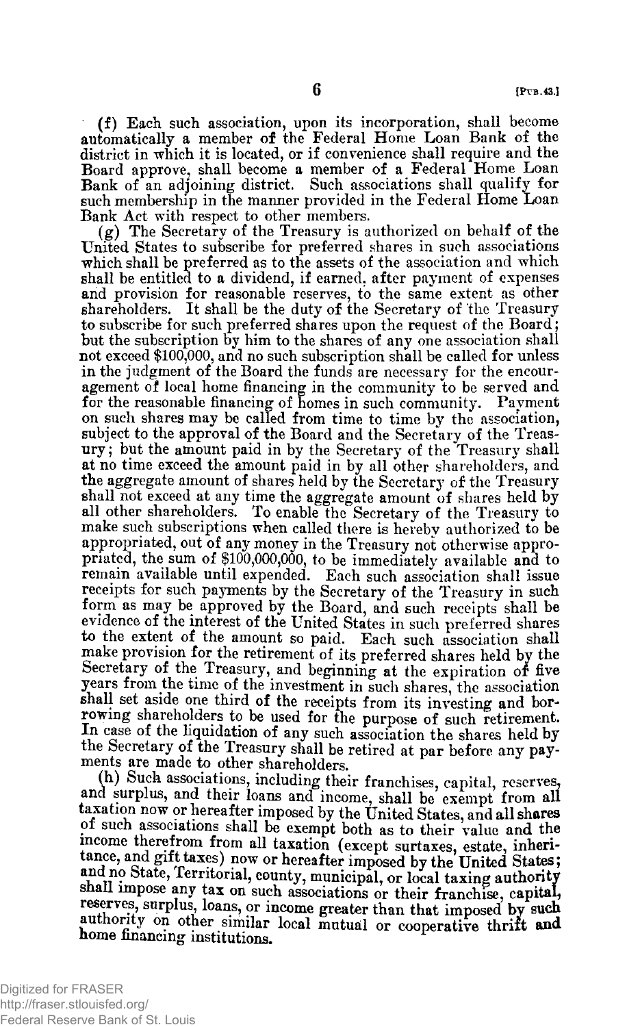(f) Each such association, upon its incorporation, shall become automatically a member of the Federal Home Loan Bank of the district in which it is located, or if convenience shall require and the Board approve, shall become a member of a Federal Home Loan Bank of an adjoining district. Such associations shall qualify for such membership in the manner provided in the Federal Home Loan Bank Act with respect to other members.

(g) The Secretary of the Treasury is authorized on behalf of the United States to subscribe for preferred shares in such associations which shall be preferred as to the assets of the association and which shall be entitled to a dividend, if earned, after payment of expenses and provision for reasonable reserves, to the same extent as other shareholders. It shall be the duty of the Secretary of the Treasury to subscribe for such preferred shares upon the request of the Board; but the subscription by him to the shares of any one association shall not exceed $100,000, and no such subscription shall be called for unless in the judgment of the Board the funds are necessary for the encouragement of local home financing in the community to be served and for the reasonable financing of homes in such community. Payment on such shares may be called from time to time by the association, subject to the approval of the Board and the Secretary of the Treasury; but the amount paid in by the Secretary of the Treasury shall at no time exceed the amount paid in by all other shareholders, and the aggregate amount of shares held by the Secretary of the Treasury shall not exceed at any time the aggregate amount of shares held by all other shareholders. To enable the Secretary of the Treasury to make such subscriptions when called there is hereby authorized to be appropriated, out of any money in the Treasury not otherwise appropriated, the sum of $100,000,000, to be immediately available and to remain available until expended. Each such association shall issue receipts for such payments by the Secretary of the Treasury in such form as may be approved by the Board, and such receipts shall be evidence of the interest of the United States in such preferred shares to the extent of the amount so paid. Each such association shall make provision for the retirement of its preferred shares held by the Secretary of the Treasury, and beginning at the expiration of five years from the time of the investment in such shares, the association shall set aside one third of the receipts from its investing and borrowing shareholders to be used for the purpose of such retirement. In case of the liquidation of any such association the shares held by the Secretary of the Treasury shall be retired at par before any payments are made to other shareholders.

(h) Such associations, including their franchises, capital, reserves, and surplus, and their loans and income, shall be exempt from all taxation now or hereafter imposed by the United States, and all shares of such associations shall be exempt both as to their value and the income therefrom from all taxation (except surtaxes, estate, inheritance, and gift taxes) now or hereafter imposed by the United States; and no State, Territorial, county, municipal, or local taxing authority shall impose any tax on such associations or their franchise, capital, reserves, surplus, loans, or income greater than that imposed by such authority on other similar local mutual or cooperative thrift and home financing institutions.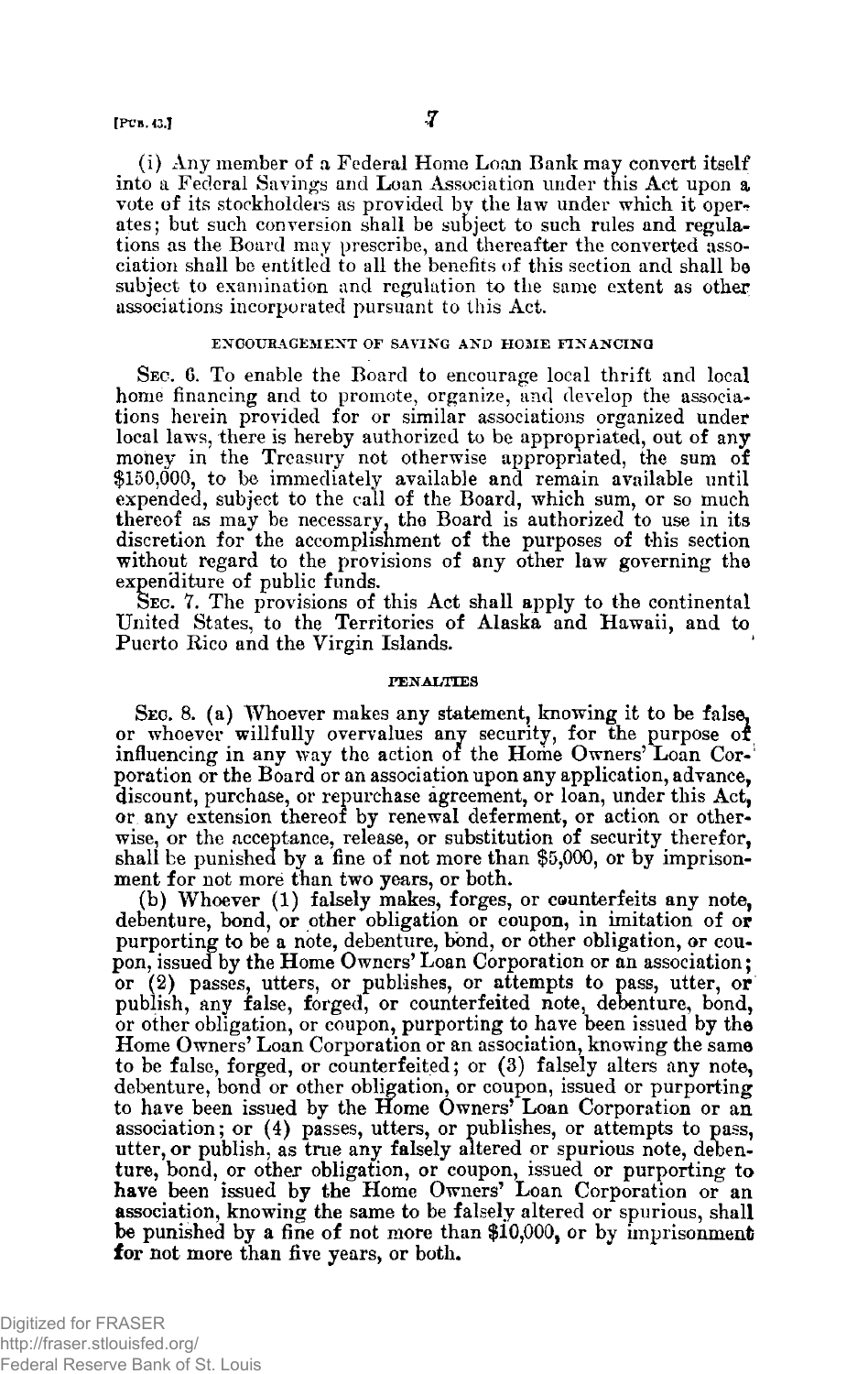(i) Any member of a Federal Home Loan Bank may convert itself into a Federal Savings and Loan Association under this Act upon a vote of its stockholders as provided by the law under which it operates; but such conversion shall be subject to such rules and regulations as the Board may prescribe, and thereafter the converted association shall be entitled to all the benefits of this section and shall be subject to examination and regulation to the same extent as other associations incorporated pursuant to this Act.

#### ENCOURAGEMENT OF SAVING AND HOME FINANCING

SEC. 6. To enable the Board to encourage local thrift and local home financing and to promote, organize, and develop the associations herein provided for or similar associations organized under local laws, there is hereby authorized to be appropriated, out of any money in the Treasury not otherwise appropriated, the sum of $150,000, to be immediately available and remain available until expended, subject to the call of the Board, which sum, or so much thereof as may be necessary, the Board is authorized to use in its discretion for the accomplishment of the purposes of this section without regard to the provisions of any other law governing the expenditure of public funds.

SEC. 7. The provisions of this Act shall apply to the continental United States, to the Territories of Alaska and Hawaii, and to Puerto Rico and the Virgin Islands.

#### PENALTIES

SEC. 8. (a) Whoever makes any statement, knowing it to be false, or whoever willfully overvalues any security, for the purpose of influencing in any way the action of the Home Owners' Loan Corporation or the Board or an association upon any application, advance, discount, purchase, or repurchase agreement, or loan, under this Act, or any extension thereof by renewal deferment, or action or otherwise, or the acceptance, release, or substitution of security therefor, shall be punished by a fine of not more than $5,000, or by imprisonment for not more than two years, or both.

(b) Whoever (1) falsely makes, forges, or counterfeits any note, debenture, bond, or other obligation or coupon, in imitation of or purporting to be a note, debenture, bond, or other obligation, or coupon, issued by the Home Owners' Loan Corporation or an association; or (2) passes, utters, or publishes, or attempts to pass, utter, or publish, any false, forged, or counterfeited note, debenture, bond, or other obligation, or coupon, purporting to have been issued by the Home Owners' Loan Corporation or an association, knowing the same to be false, forged, or counterfeited; or (3) falsely alters any note, debenture, bond or other obligation, or coupon, issued or purporting to have been issued by the Home Owners' Loan Corporation or an association; or (4) passes, utters, or publishes, or attempts to pass, utter, or publish, as true any falsely altered or spurious note, debenture, bond, or other obligation, or coupon, issued or purporting to have been issued by the Home Owners' Loan Corporation or an association, knowing the same to be falsely altered or spurious, shall be punished by a fine of not more than $10,000, or by imprisonment for not more than five years, or both.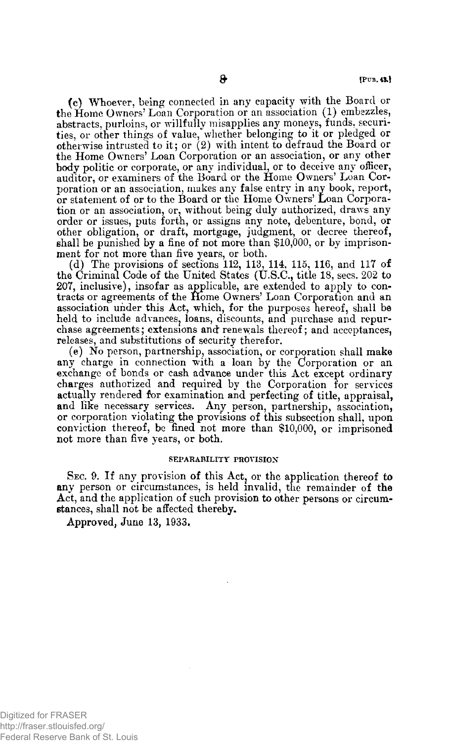(c) Whoever, being connected in any capacity with the Board or the Home Owners' Loan Corporation or an association (1) embezzles, abstracts, purloins, or willfully misapplies any moneys, funds, securities, or other things of value, whether belonging to it or pledged or otherwise intrusted to it; or (2) with intent to defraud the Board or the Home Owners' Loan Corporation or an association, or any other body politic or corporate, or any individual, or to deceive any officer, auditor, or examiners of the Board or the Home Owners' Loan Corporation or an association, makes any false entry in any book, report, or statement of or to the Board or the Home Owners' Loan Corporation or an association, or, without being duly authorized, draws any order or issues, puts forth, or assigns any note, debenture, bond, or other obligation, or draft, mortgage, judgment, or decree thereof, shall be punished by a fine of not more than $10,000, or by imprisonment for not more than five years, or both.

(d) The provisions of sections 112, 113, 114, 115, 116, and 117 of the Criminal Code of the United States (U.S.C., title 18, secs. 202 to 207, inclusive), insofar as applicable, are extended to apply to contracts or agreements of the Home Owners' Loan Corporation and an association under this Act, which, for the purposes hereof, shall be held to include advances, loans, discounts, and purchase and repurchase agreements; extensions and renewals thereof; and acceptances, releases, and substitutions of security therefor.

(e) No person, partnership, association, or corporation shall make any charge in connection with a loan by the Corporation or an exchange of bonds or cash advance under this Act except ordinary charges authorized and required by the Corporation for services actually rendered for examination and perfecting of title, appraisal, and like necessary services. Any person, partnership, association, or corporation violating the provisions of this subsection shall, upon conviction thereof, be fined not more than $10,000, or imprisoned not more than five years, or both.

#### SEPARABILITY PROVISION

SEC. 9. If any provision of this Act, or the application thereof to any person or circumstances, is held invalid, the remainder of the Act, and the application of such provision to other persons or circumstances, shall not be affected thereby.

Approved, June 13, 1933.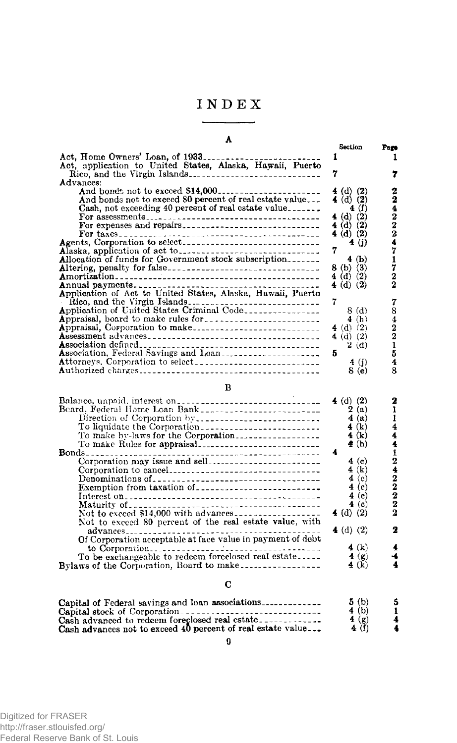# INDEX

## A

| | Section | Page |
|---|---|---|
| Act, Home Owners' Loan, of 1933 | 1 | 1 |
| Act, application to United States, Alaska, Hawaii, Puerto Rico, and the Virgin Islands | 7 | 7 |
| Advances: | | |
| And bonds not to exceed $14,000 | 4 (d) (2) | 2 |
| And bonds not to exceed 80 percent of real estate value | 4 (d) (2) | 2 |
| Cash, not exceeding 40 percent of real estate value | 4 (f) | 4 |
| For assessments | 4 (d) (2) | 2 |
| For expenses and repairs | 4 (d) (2) | 2 |
| For taxes | 4 (d) (2) | 2 |
| Agents, Corporation to select | 4 (j) | 4 |
| Alaska, application of act to | 7 | 7 |
| Allocation of funds for Government stock subscription | 4 (b) | 1 |
| Altering, penalty for false | 8 (b) (3) | 7 |
| Amortization | 4 (d) (2) | 2 |
| Annual payments | 4 (d) (2) | 2 |
| Application of Act to United States, Alaska, Hawaii, Puerto Rico, and the Virgin Islands | 7 | 7 |
| Application of United States Criminal Code | 8 (d) | 8 |
| Appraisal, board to make rules for | 4 (h) | 4 |
| Appraisal, Corporation to make | 4 (d) (2) | 2 |
| Assessment advances | 4 (d) (2) | 2 |
| Association defined | 2 (d) | 1 |
| Association, Federal Savings and Loan | 5 | 5 |
| Attorneys, Corporation to select | 4 (j) | 4 |
| Authorized charges | 8 (e) | 8 |

## B

| | Section | Page |
|---|---|---|
| Balance, unpaid, interest on | 4 (d) (2) | 2 |
| Board, Federal Home Loan Bank | 2 (a) | 1 |
| Direction of Corporation by | 4 (a) | 1 |
| To liquidate the Corporation | 4 (k) | 4 |
| To make by-laws for the Corporation | 4 (k) | 4 |
| To make Rules for appraisal | 4 (h) | 4 |
| Bonds | 4 | 1 |
| Corporation may issue and sell | 4 (c) | 2 |
| Corporation to cancel | 4 (k) | 4 |
| Denominations of | 4 (c) | 2 |
| Exemption from taxation of | 4 (c) | 2 |
| Interest on | 4 (c) | 2 |
| Maturity of | 4 (c) | 2 |
| Not to exceed $14,000 with advances | 4 (d) (2) | 2 |
| Not to exceed 80 percent of the real estate value, with advances | 4 (d) (2) | 2 |
| Of Corporation acceptable at face value in payment of debt to Corporation | 4 (k) | 4 |
| To be exchangeable to redeem foreclosed real estate | 4 (g) | 4 |
| Bylaws of the Corporation, Board to make | 4 (k) | 4 |

## C

| | Section | Page |
|---|---|---|
| Capital of Federal savings and loan associations | 5 (b) | 5 |
| Capital stock of Corporation | 4 (b) | 1 |
| Cash advanced to redeem foreclosed real estate | 4 (g) | 4 |
| Cash advances not to exceed 40 percent of real estate value | 4 (f) | 4 |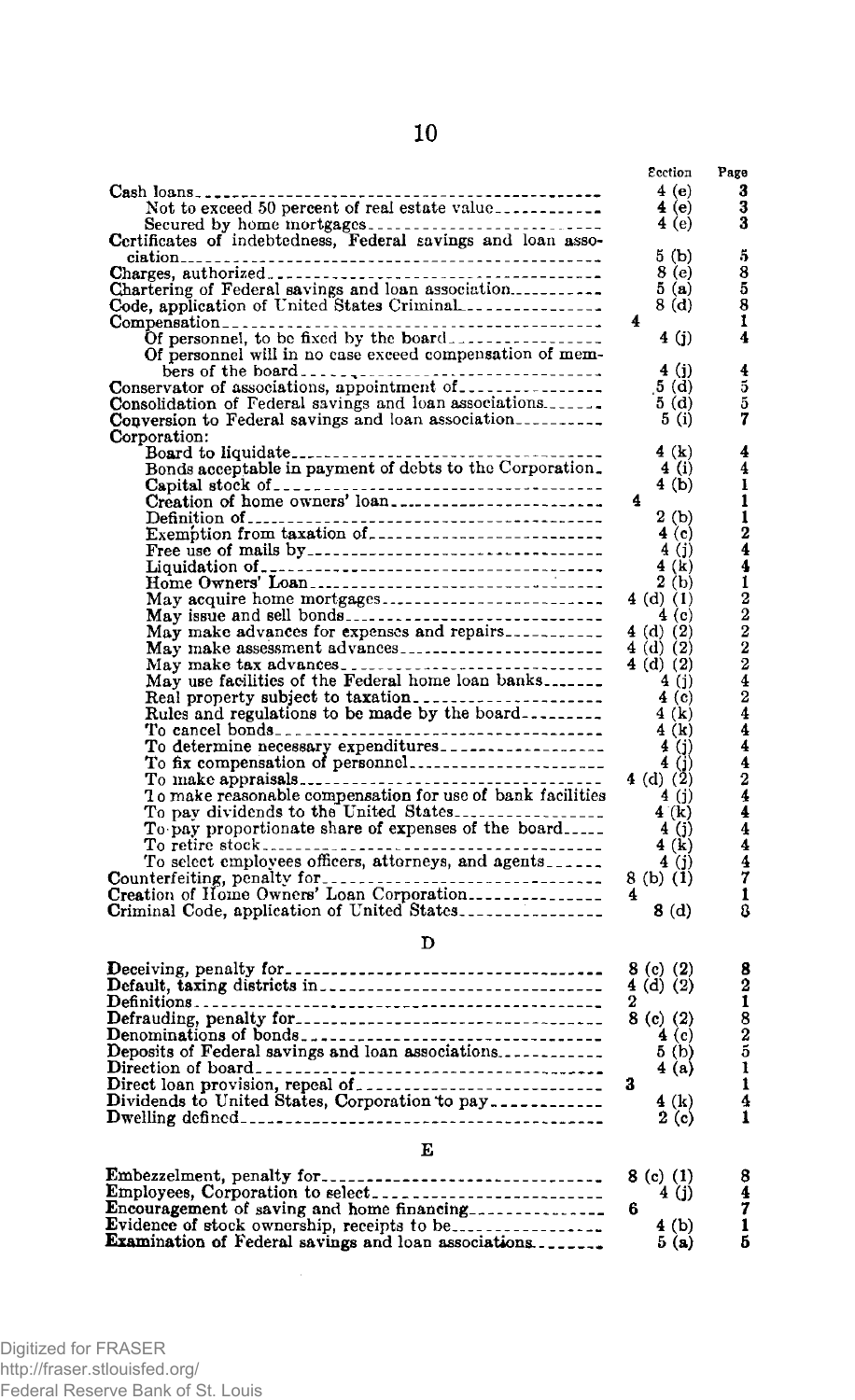| | Section | Page |
|---|---|---|
| Cash loans | 4 (e) | 3 |
| Not to exceed 50 percent of real estate value | 4 (e) | 3 |
| Secured by home mortgages | 4 (e) | 3 |
| Certificates of indebtedness, Federal savings and loan association | 5 (b) | 5 |
| Charges, authorized | 8 (e) | 8 |
| Chartering of Federal savings and loan association | 5 (a) | 5 |
| Code, application of United States Criminal | 8 (d) | 8 |
| Compensation | 4 | 1 |
| Of personnel, to be fixed by the board | 4 (j) | 4 |
| Of personnel will in no case exceed compensation of members of the board | 4 (j) | 4 |
| Conservator of associations, appointment of | 5 (d) | 5 |
| Consolidation of Federal savings and loan associations | 5 (d) | 5 |
| Conversion to Federal savings and loan association | 5 (i) | 7 |
| Corporation: | | |
| Board to liquidate | 4 (k) | 4 |
| Bonds acceptable in payment of debts to the Corporation | 4 (i) | 4 |
| Capital stock of | 4 (b) | 1 |
| Creation of home owners' loan | 4 | 1 |
| Definition of | 2 (b) | 1 |
| Exemption from taxation of | 4 (c) | 2 |
| Free use of mails by | 4 (j) | 4 |
| Liquidation of | 4 (k) | 4 |
| Home Owners' Loan | 2 (b) | 1 |
| May acquire home mortgages | 4 (d) (1) | 2 |
| May issue and sell bonds | 4 (c) | 2 |
| May make advances for expenses and repairs | 4 (d) (2) | 2 |
| May make assessment advances | 4 (d) (2) | 2 |
| May make tax advances | 4 (d) (2) | 2 |
| May use facilities of the Federal home loan banks | 4 (j) | 4 |
| Real property subject to taxation | 4 (c) | 2 |
| Rules and regulations to be made by the board | 4 (k) | 4 |
| To cancel bonds | 4 (k) | 4 |
| To determine necessary expenditures | 4 (j) | 4 |
| To fix compensation of personnel | 4 (j) | 4 |
| To make appraisals | 4 (d) (2) | 2 |
| To make reasonable compensation for use of bank facilities | 4 (j) | 4 |
| To pay dividends to the United States | 4 (k) | 4 |
| To pay proportionate share of expenses of the board | 4 (j) | 4 |
| To retire stock | 4 (k) | 4 |
| To select employees officers, attorneys, and agents | 4 (j) | 4 |
| Counterfeiting, penalty for | 8 (b) (1) | 7 |
| Creation of Home Owners' Loan Corporation | 4 | 1 |
| Criminal Code, application of United States | 8 (d) | 8 |

## D

| | Section | Page |
|---|---|---|
| Deceiving, penalty for | 8 (c) (2) | 8 |
| Default, taxing districts in | 4 (d) (2) | 2 |
| Definitions | 2 | 1 |
| Defrauding, penalty for | 8 (c) (2) | 8 |
| Denominations of bonds | 4 (c) | 2 |
| Deposits of Federal savings and loan associations | 5 (b) | 5 |
| Direction of board | 4 (a) | 1 |
| Direct loan provision, repeal of | 3 | 1 |
| Dividends to United States, Corporation to pay | 4 (k) | 4 |
| Dwelling defined | 2 (c) | 1 |

## E

| | Section | Page |
|---|---|---|
| Embezzlement, penalty for | 8 (c) (1) | 8 |
| Employees, Corporation to select | 4 (j) | 4 |
| Encouragement of saving and home financing | 6 | 7 |
| Evidence of stock ownership, receipts to be | 4 (b) | 1 |
| Examination of Federal savings and loan associations | 5 (a) | 5 |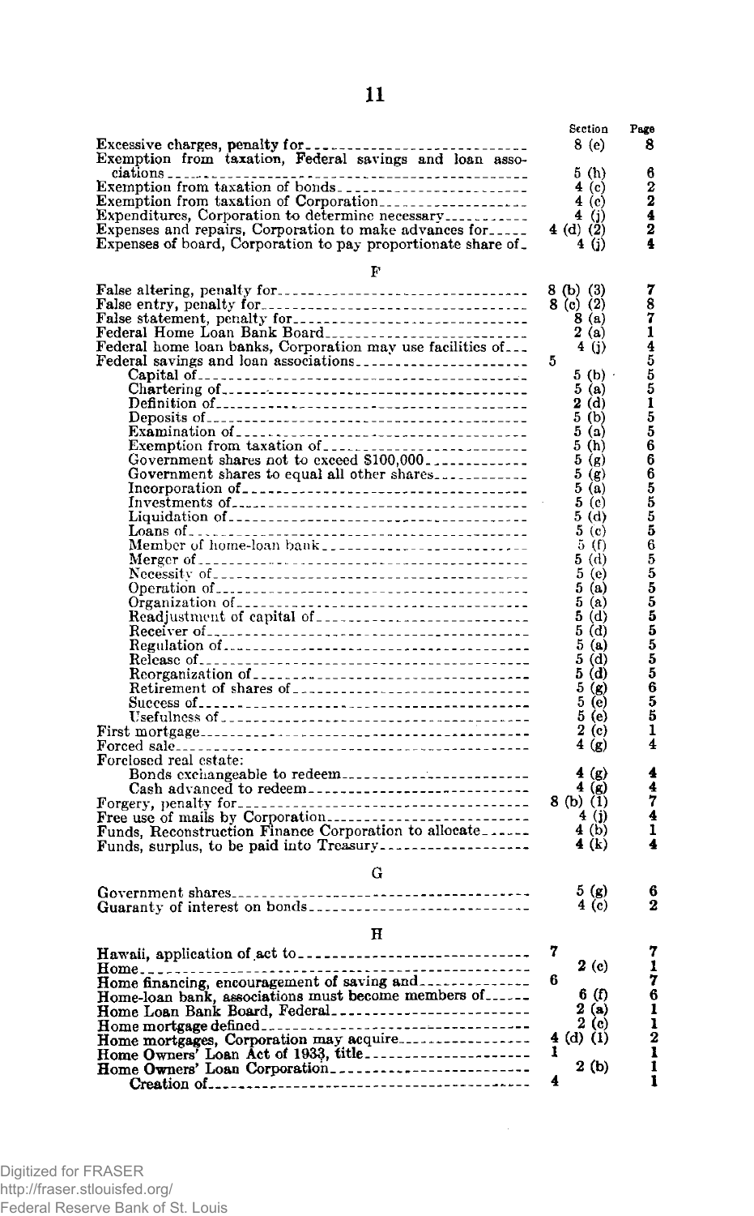| | Section | Page |
|---|---|---|
| Excessive charges, penalty for | 8 (e) | 8 |
| Exemption from taxation, Federal savings and loan associations | 5 (h) | 6 |
| Exemption from taxation of bonds | 4 (c) | 2 |
| Exemption from taxation of Corporation | 4 (c) | 2 |
| Expenditures, Corporation to determine necessary | 4 (j) | 4 |
| Expenses and repairs, Corporation to make advances for | 4 (d) (2) | 2 |
| Expenses of board, Corporation to pay proportionate share of | 4 (j) | 4 |

F

| | Section | Page |
|---|---|---|
| False altering, penalty for | 8 (b) (3) | 7 |
| False entry, penalty for | 8 (c) (2) | 8 |
| False statement, penalty for | 8 (a) | 7 |
| Federal Home Loan Bank Board | 2 (a) | 1 |
| Federal home loan banks, Corporation may use facilities of | 4 (j) | 4 |
| Federal savings and loan associations | 5 | 5 |
| Capital of | 5 (b) | 5 |
| Chartering of | 5 (a) | 5 |
| Definition of | 2 (d) | 1 |
| Deposits of | 5 (b) | 5 |
| Examination of | 5 (a) | 5 |
| Exemption from taxation of | 5 (h) | 6 |
| Government shares not to exceed $100,000 | 5 (g) | 6 |
| Government shares to equal all other shares | 5 (g) | 6 |
| Incorporation of | 5 (a) | 5 |
| Investments of | 5 (c) | 5 |
| Liquidation of | 5 (d) | 5 |
| Loans of | 5 (c) | 5 |
| Member of home-loan bank | 5 (f) | 6 |
| Merger of | 5 (d) | 5 |
| Necessity of | 5 (e) | 5 |
| Operation of | 5 (a) | 5 |
| Organization of | 5 (a) | 5 |
| Readjustment of capital of | 5 (d) | 5 |
| Receiver of | 5 (d) | 5 |
| Regulation of | 5 (a) | 5 |
| Release of | 5 (d) | 5 |
| Reorganization of | 5 (d) | 5 |
| Retirement of shares of | 5 (g) | 6 |
| Success of | 5 (e) | 5 |
| Usefulness of | 5 (e) | 5 |
| First mortgage | 2 (c) | 1 |
| Forced sale | 4 (g) | 4 |
| Foreclosed real estate: | | |
| Bonds exchangeable to redeem | 4 (g) | 4 |
| Cash advanced to redeem | 4 (g) | 4 |
| Forgery, penalty for | 8 (b) (1) | 7 |
| Free use of mails by Corporation | 4 (j) | 4 |
| Funds, Reconstruction Finance Corporation to allocate | 4 (b) | 1 |
| Funds, surplus, to be paid into Treasury | 4 (k) | 4 |

G

| | Section | Page |
|---|---|---|
| Government shares | 5 (g) | 6 |
| Guaranty of interest on bonds | 4 (c) | 2 |

H

| | Section | Page |
|---|---|---|
| Hawaii, application of act to | 7 | 7 |
| Home | 2 (c) | 1 |
| Home financing, encouragement of saving and | 6 | 7 |
| Home-loan bank, associations must become members of | 6 (f) | 6 |
| Home Loan Bank Board, Federal | 2 (a) | 1 |
| Home mortgage defined | 2 (c) | 1 |
| Home mortgages, Corporation may acquire | 4 (d) (1) | 2 |
| Home Owners' Loan Act of 1933, title | 1 | 1 |
| Home Owners' Loan Corporation | 2 (b) | 1 |
| Creation of | 4 | 1 |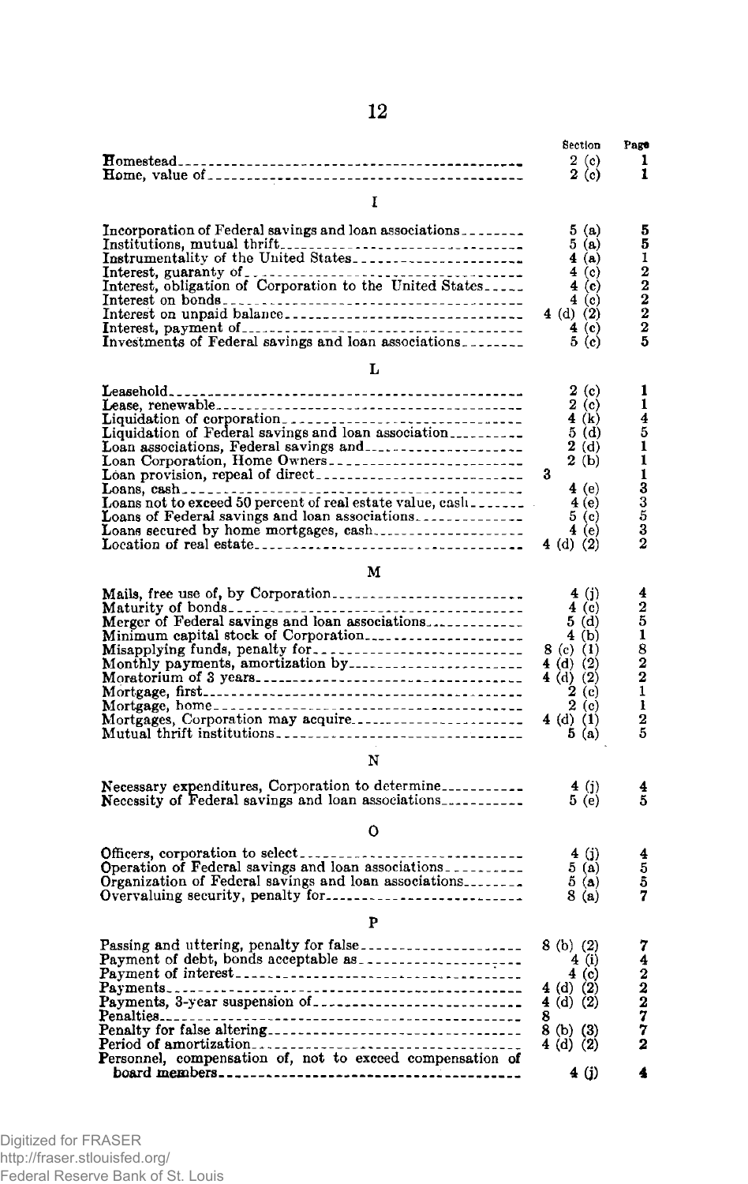| | Section | Page |
|---|---|---|
| Homestead | 2 (c) | 1 |
| Home, value of | 2 (c) | 1 |

## I

| | Section | Page |
|---|---|---|
| Incorporation of Federal savings and loan associations | 5 (a) | 5 |
| Institutions, mutual thrift | 5 (a) | 5 |
| Instrumentality of the United States | 4 (a) | 1 |
| Interest, guaranty of | 4 (c) | 2 |
| Interest, obligation of Corporation to the United States | 4 (c) | 2 |
| Interest on bonds | 4 (c) | 2 |
| Interest on unpaid balance | 4 (d) (2) | 2 |
| Interest, payment of | 4 (c) | 2 |
| Investments of Federal savings and loan associations | 5 (c) | 5 |

## L

| | Section | Page |
|---|---|---|
| Leasehold | 2 (c) | 1 |
| Lease, renewable | 2 (c) | 1 |
| Liquidation of corporation | 4 (k) | 4 |
| Liquidation of Federal savings and loan association | 5 (d) | 5 |
| Loan associations, Federal savings and | 2 (d) | 1 |
| Loan Corporation, Home Owners | 2 (b) | 1 |
| Loan provision, repeal of direct | 3 | 1 |
| Loans, cash | 4 (e) | 3 |
| Loans not to exceed 50 percent of real estate value, cash | 4 (e) | 3 |
| Loans of Federal savings and loan associations | 5 (c) | 5 |
| Loans secured by home mortgages, cash | 4 (e) | 3 |
| Location of real estate | 4 (d) (2) | 2 |

## M

| | Section | Page |
|---|---|---|
| Mails, free use of, by Corporation | 4 (j) | 4 |
| Maturity of bonds | 4 (c) | 2 |
| Merger of Federal savings and loan associations | 5 (d) | 5 |
| Minimum capital stock of Corporation | 4 (b) | 1 |
| Misapplying funds, penalty for | 8 (c) (1) | 8 |
| Monthly payments, amortization by | 4 (d) (2) | 2 |
| Moratorium of 3 years | 4 (d) (2) | 2 |
| Mortgage, first | 2 (c) | 1 |
| Mortgage, home | 2 (c) | 1 |
| Mortgages, Corporation may acquire | 4 (d) (1) | 2 |
| Mutual thrift institutions | 5 (a) | 5 |

## N

| | Section | Page |
|---|---|---|
| Necessary expenditures, Corporation to determine | 4 (j) | 4 |
| Necessity of Federal savings and loan associations | 5 (e) | 5 |

## O

| | Section | Page |
|---|---|---|
| Officers, corporation to select | 4 (j) | 4 |
| Operation of Federal savings and loan associations | 5 (a) | 5 |
| Organization of Federal savings and loan associations | 5 (a) | 5 |
| Overvaluing security, penalty for | 8 (a) | 7 |

## P

| | Section | Page |
|---|---|---|
| Passing and uttering, penalty for false | 8 (b) (2) | 7 |
| Payment of debt, bonds acceptable as | 4 (i) | 4 |
| Payment of interest | 4 (c) | 2 |
| Payments | 4 (d) (2) | 2 |
| Payments, 3-year suspension of | 4 (d) (2) | 2 |
| Penalties | 8 | 7 |
| Penalty for false altering | 8 (b) (3) | 7 |
| Period of amortization | 4 (d) (2) | 2 |
| Personnel, compensation of, not to exceed compensation of board members | 4 (j) | 4 |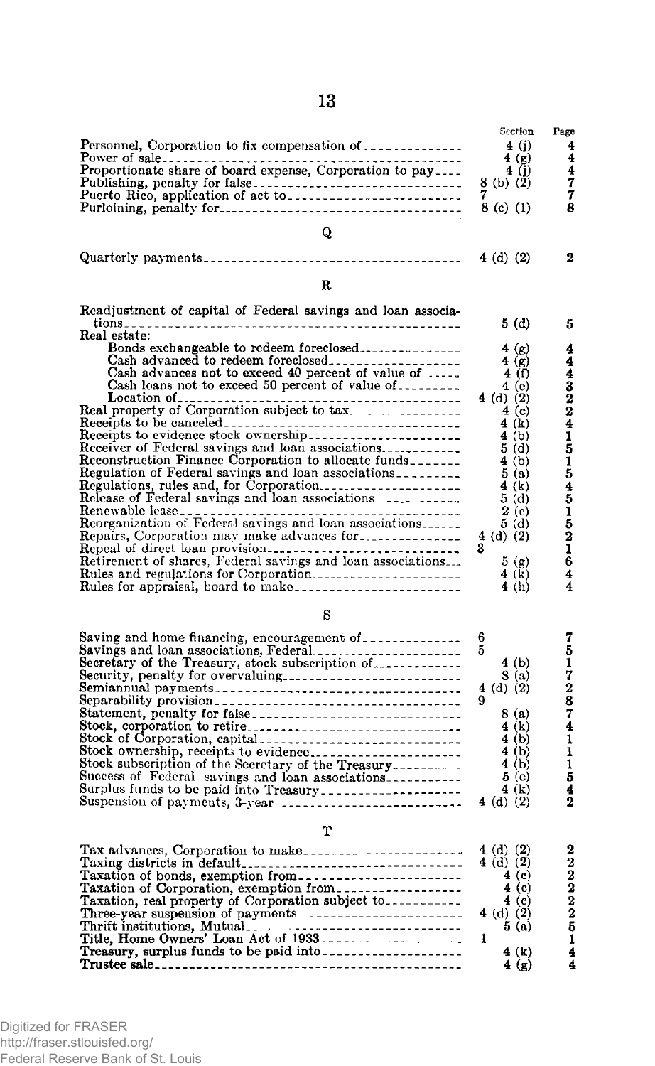| | Section | Page |
|---|---|---|
| Personnel, Corporation to fix compensation of | 4 (j) | 4 |
| Power of sale | 4 (g) | 4 |
| Proportionate share of board expense, Corporation to pay | 4 (j) | 4 |
| Publishing, penalty for false | 8 (b) (2) | 7 |
| Puerto Rico, application of act to | 7 | 7 |
| Purloining, penalty for | 8 (c) (1) | 8 |

## Q

| | Section | Page |
|---|---|---|
| Quarterly payments | 4 (d) (2) | 2 |

## R

| | Section | Page |
|---|---|---|
| Readjustment of capital of Federal savings and loan associations | 5 (d) | 5 |
| Real estate: | | |
| Bonds exchangeable to redeem foreclosed | 4 (g) | 4 |
| Cash advanced to redeem foreclosed | 4 (g) | 4 |
| Cash advances not to exceed 40 percent of value of | 4 (f) | 4 |
| Cash loans not to exceed 50 percent of value of | 4 (e) | 3 |
| Location of | 4 (d) (2) | 2 |
| Real property of Corporation subject to tax | 4 (c) | 2 |
| Receipts to be canceled | 4 (k) | 4 |
| Receipts to evidence stock ownership | 4 (b) | 1 |
| Receiver of Federal savings and loan associations | 5 (d) | 5 |
| Reconstruction Finance Corporation to allocate funds | 4 (b) | 1 |
| Regulation of Federal savings and loan associations | 5 (a) | 5 |
| Regulations, rules and, for Corporation | 4 (k) | 4 |
| Release of Federal savings and loan associations | 5 (d) | 5 |
| Renewable lease | 2 (c) | 1 |
| Reorganization of Federal savings and loan associations | 5 (d) | 5 |
| Repairs, Corporation may make advances for | 4 (d) (2) | 2 |
| Repeal of direct loan provision | 3 | 1 |
| Retirement of shares, Federal savings and loan associations | 5 (g) | 6 |
| Rules and regulations for Corporation | 4 (k) | 4 |
| Rules for appraisal, board to make | 4 (h) | 4 |

## S

| | Section | Page |
|---|---|---|
| Saving and home financing, encouragement of | 6 | 7 |
| Savings and loan associations, Federal | 5 | 5 |
| Secretary of the Treasury, stock subscription of | 4 (b) | 1 |
| Security, penalty for overvaluing | 8 (a) | 7 |
| Semiannual payments | 4 (d) (2) | 2 |
| Separability provision | 9 | 8 |
| Statement, penalty for false | 8 (a) | 7 |
| Stock, corporation to retire | 4 (k) | 4 |
| Stock of Corporation, capital | 4 (b) | 1 |
| Stock ownership, receipts to evidence | 4 (b) | 1 |
| Stock subscription of the Secretary of the Treasury | 4 (b) | 1 |
| Success of Federal savings and loan associations | 5 (e) | 5 |
| Surplus funds to be paid into Treasury | 4 (k) | 4 |
| Suspension of payments, 3-year | 4 (d) (2) | 2 |

## T

| | Section | Page |
|---|---|---|
| Tax advances, Corporation to make | 4 (d) (2) | 2 |
| Taxing districts in default | 4 (d) (2) | 2 |
| Taxation of bonds, exemption from | 4 (c) | 2 |
| Taxation of Corporation, exemption from | 4 (c) | 2 |
| Taxation, real property of Corporation subject to | 4 (c) | 2 |
| Three-year suspension of payments | 4 (d) (2) | 2 |
| Thrift institutions, Mutual | 5 (a) | 5 |
| Title, Home Owners' Loan Act of 1933 | 1 | 1 |
| Treasury, surplus funds to be paid into | 4 (k) | 4 |
| Trustee sale | 4 (g) | 4 |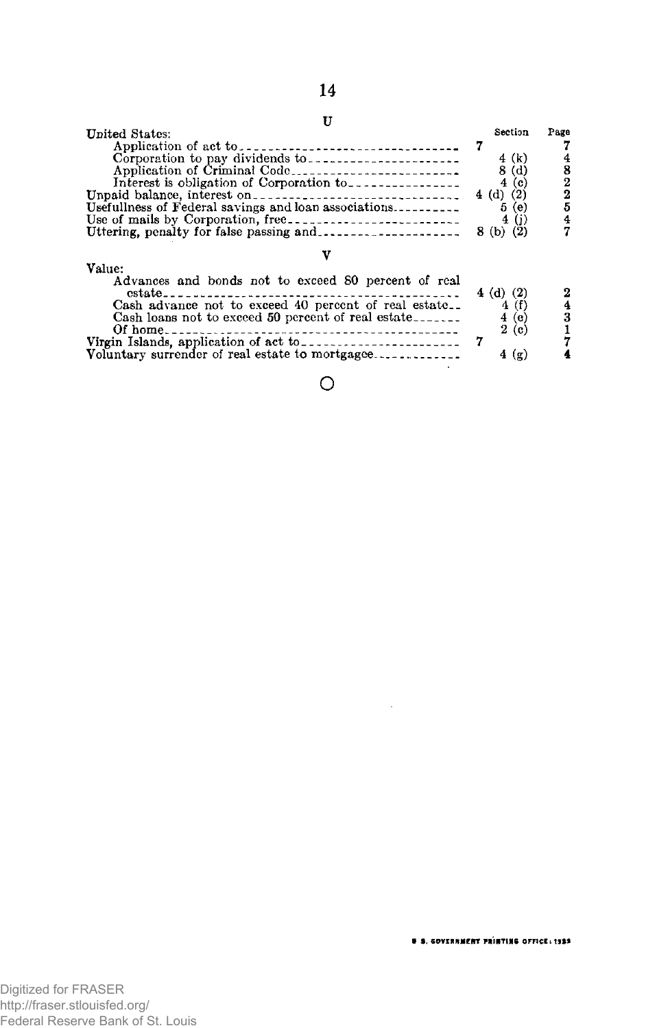## U

| | Section | Page |
|---|---|---|
| United States: | | |
| Application of act to | 7 | 7 |
| Corporation to pay dividends to | 4 (k) | 4 |
| Application of Criminal Code | 8 (d) | 8 |
| Interest is obligation of Corporation to | 4 (c) | 2 |
| Unpaid balance, interest on | 4 (d) (2) | 2 |
| Usefullness of Federal savings and loan associations | 5 (e) | 5 |
| Use of mails by Corporation, free | 4 (j) | 4 |
| Uttering, penalty for false passing and | 8 (b) (2) | 7 |

## V

| | Section | Page |
|---|---|---|
| Value: | | |
| Advances and bonds not to exceed 80 percent of real estate | 4 (d) (2) | 2 |
| Cash advance not to exceed 40 percent of real estate | 4 (f) | 4 |
| Cash loans not to exceed 50 percent of real estate | 4 (e) | 3 |
| Of home | 2 (c) | 1 |
| Virgin Islands, application of act to | 7 | 7 |
| Voluntary surrender of real estate to mortgagee | 4 (g) | 4 |

○

U. S. GOVERNMENT PRINTING OFFICE: 1933